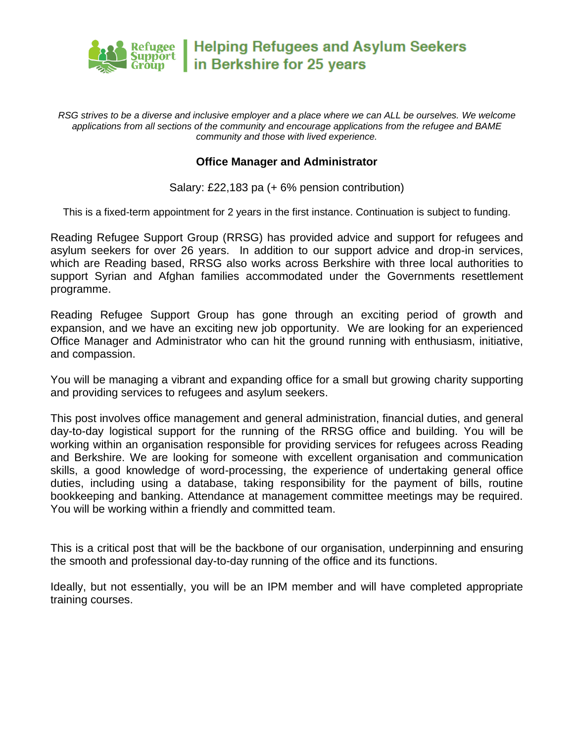Refugee Support Group | Helping Refugees and Asylum Seekers in Berkshire for 25 years

*RSG strives to be a diverse and inclusive employer and a place where we can ALL be ourselves. We welcome applications from all sections of the community and encourage applications from the refugee and BAME community and those with lived experience.*

## Office Manager and Administrator

Salary: £22,183 pa (+ 6% pension contribution)

This is a fixed-term appointment for 2 years in the first instance. Continuation is subject to funding.

Reading Refugee Support Group (RRSG) has provided advice and support for refugees and asylum seekers for over 26 years. In addition to our support advice and drop-in services, which are Reading based, RRSG also works across Berkshire with three local authorities to support Syrian and Afghan families accommodated under the Governments resettlement programme.

Reading Refugee Support Group has gone through an exciting period of growth and expansion, and we have an exciting new job opportunity. We are looking for an experienced Office Manager and Administrator who can hit the ground running with enthusiasm, initiative, and compassion.

You will be managing a vibrant and expanding office for a small but growing charity supporting and providing services to refugees and asylum seekers.

This post involves office management and general administration, financial duties, and general day-to-day logistical support for the running of the RRSG office and building. You will be working within an organisation responsible for providing services for refugees across Reading and Berkshire. We are looking for someone with excellent organisation and communication skills, a good knowledge of word-processing, the experience of undertaking general office duties, including using a database, taking responsibility for the payment of bills, routine bookkeeping and banking. Attendance at management committee meetings may be required. You will be working within a friendly and committed team.

This is a critical post that will be the backbone of our organisation, underpinning and ensuring the smooth and professional day-to-day running of the office and its functions.

Ideally, but not essentially, you will be an IPM member and will have completed appropriate training courses.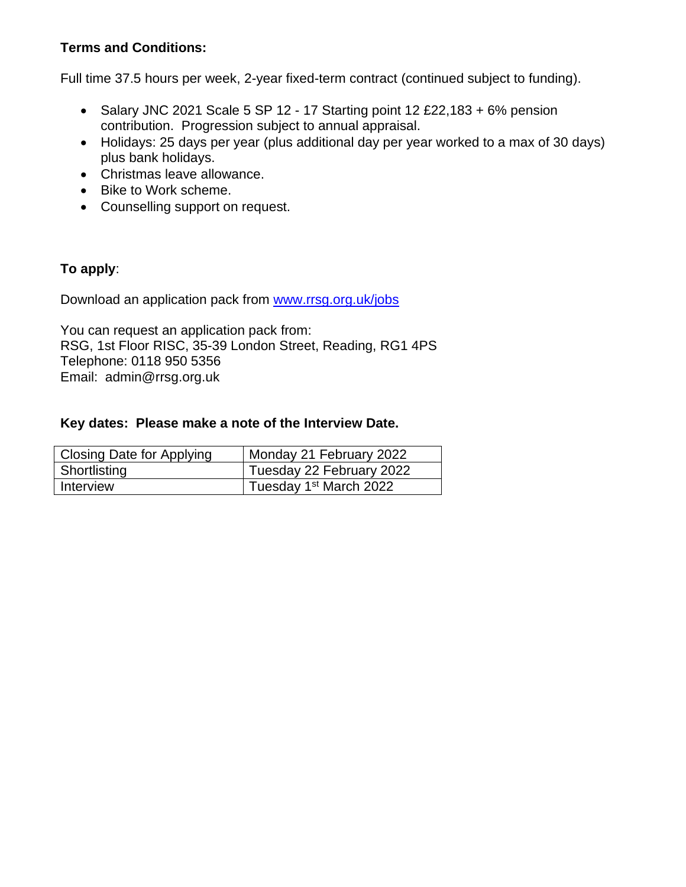**Terms and Conditions:**

Full time 37.5 hours per week, 2-year fixed-term contract (continued subject to funding).

- Salary JNC 2021 Scale 5 SP 12 - 17 Starting point 12 £22,183 + 6% pension contribution. Progression subject to annual appraisal.
- Holidays: 25 days per year (plus additional day per year worked to a max of 30 days) plus bank holidays.
- Christmas leave allowance.
- Bike to Work scheme.
- Counselling support on request.

**To apply**:

Download an application pack from [www.rrsg.org.uk/jobs](http://www.rrsg.org.uk/jobs)

You can request an application pack from:
RSG, 1st Floor RISC, 35-39 London Street, Reading, RG1 4PS
Telephone: 0118 950 5356
Email: admin@rrsg.org.uk

**Key dates: Please make a note of the Interview Date.**

| | |
|---|---|
| Closing Date for Applying | Monday 21 February 2022 |
| Shortlisting | Tuesday 22 February 2022 |
| Interview | Tuesday 1st March 2022 |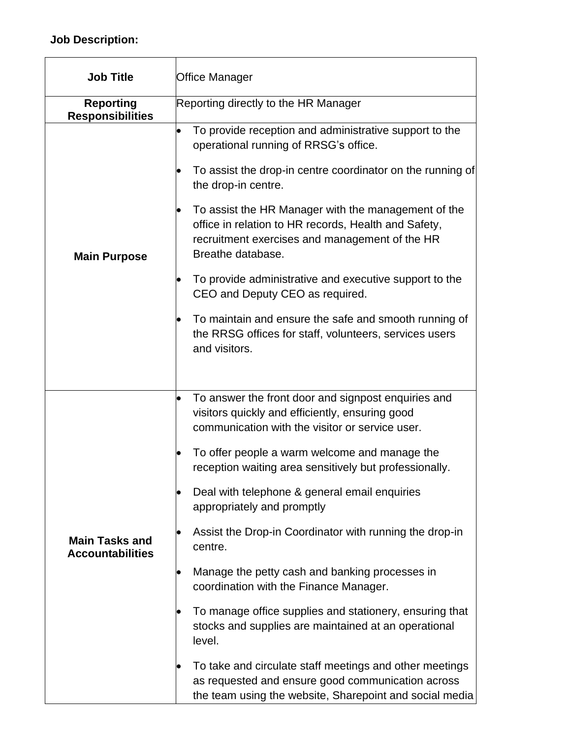**Job Description:**

| | |
|---|---|
| **Job Title** | Office Manager |
| **Reporting Responsibilities** | Reporting directly to the HR Manager |
| **Main Purpose** | • To provide reception and administrative support to the operational running of RRSG's office.<br><br>• To assist the drop-in centre coordinator on the running of the drop-in centre.<br><br>• To assist the HR Manager with the management of the office in relation to HR records, Health and Safety, recruitment exercises and management of the HR Breathe database.<br><br>• To provide administrative and executive support to the CEO and Deputy CEO as required.<br><br>• To maintain and ensure the safe and smooth running of the RRSG offices for staff, volunteers, services users and visitors. |
| **Main Tasks and Accountabilities** | • To answer the front door and signpost enquiries and visitors quickly and efficiently, ensuring good communication with the visitor or service user.<br><br>• To offer people a warm welcome and manage the reception waiting area sensitively but professionally.<br><br>• Deal with telephone & general email enquiries appropriately and promptly<br><br>• Assist the Drop-in Coordinator with running the drop-in centre.<br><br>• Manage the petty cash and banking processes in coordination with the Finance Manager.<br><br>• To manage office supplies and stationery, ensuring that stocks and supplies are maintained at an operational level.<br><br>• To take and circulate staff meetings and other meetings as requested and ensure good communication across the team using the website, Sharepoint and social media |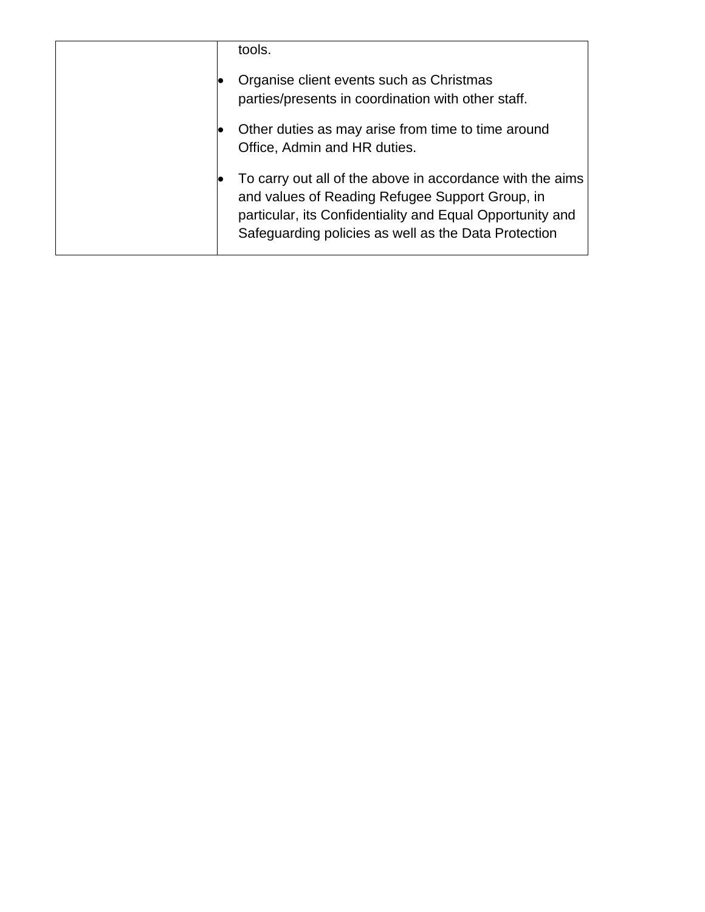| | |
|---|---|
| | tools.<br>• Organise client events such as Christmas parties/presents in coordination with other staff.<br>• Other duties as may arise from time to time around Office, Admin and HR duties.<br>• To carry out all of the above in accordance with the aims and values of Reading Refugee Support Group, in particular, its Confidentiality and Equal Opportunity and Safeguarding policies as well as the Data Protection |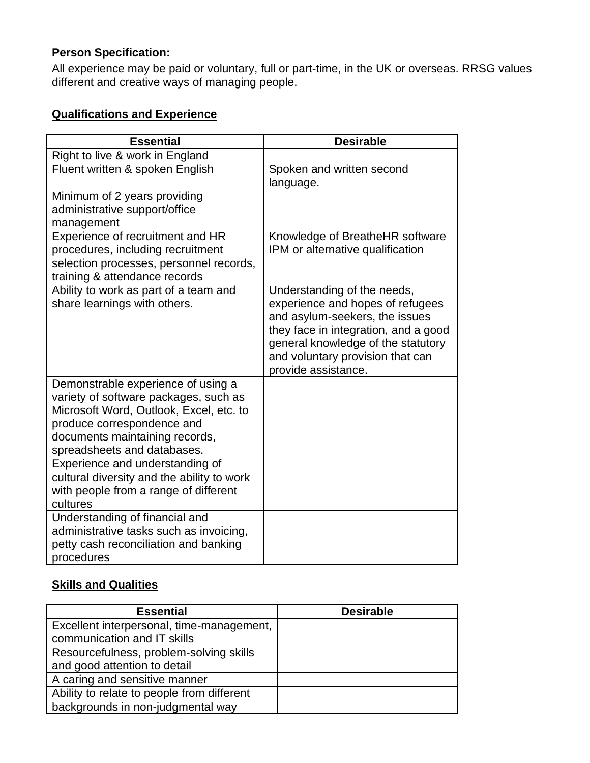**Person Specification:**

All experience may be paid or voluntary, full or part-time, in the UK or overseas. RRSG values different and creative ways of managing people.

**Qualifications and Experience**

| Essential | Desirable |
|---|---|
| Right to live & work in England | |
| Fluent written & spoken English | Spoken and written second language. |
| Minimum of 2 years providing administrative support/office management | |
| Experience of recruitment and HR procedures, including recruitment selection processes, personnel records, training & attendance records | Knowledge of BreatheHR software IPM or alternative qualification |
| Ability to work as part of a team and share learnings with others. | Understanding of the needs, experience and hopes of refugees and asylum-seekers, the issues they face in integration, and a good general knowledge of the statutory and voluntary provision that can provide assistance. |
| Demonstrable experience of using a variety of software packages, such as Microsoft Word, Outlook, Excel, etc. to produce correspondence and documents maintaining records, spreadsheets and databases. | |
| Experience and understanding of cultural diversity and the ability to work with people from a range of different cultures | |
| Understanding of financial and administrative tasks such as invoicing, petty cash reconciliation and banking procedures | |

**Skills and Qualities**

| Essential | Desirable |
|---|---|
| Excellent interpersonal, time-management, communication and IT skills | |
| Resourcefulness, problem-solving skills and good attention to detail | |
| A caring and sensitive manner | |
| Ability to relate to people from different backgrounds in non-judgmental way | |